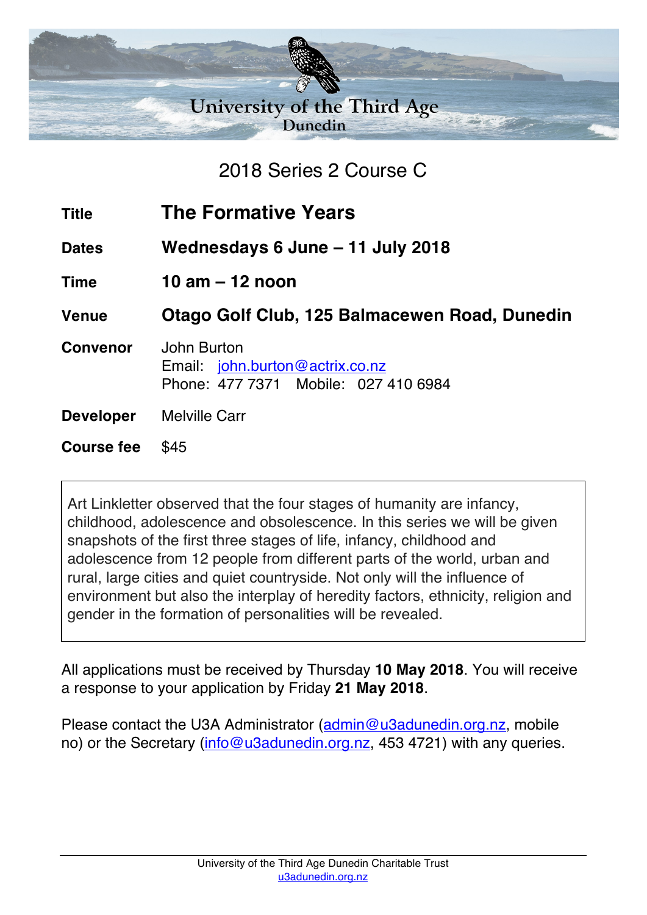University of the Third Age
Dunedin

## 2018 Series 2 Course C

| | |
|---|---|
| **Title** | **The Formative Years** |
| **Dates** | **Wednesdays 6 June – 11 July 2018** |
| **Time** | **10 am – 12 noon** |
| **Venue** | **Otago Golf Club, 125 Balmacewen Road, Dunedin** |
| **Convenor** | John Burton<br>Email: john.burton@actrix.co.nz<br>Phone: 477 7371 Mobile: 027 410 6984 |
| **Developer** | Melville Carr |
| **Course fee** | $45 |

Art Linkletter observed that the four stages of humanity are infancy, childhood, adolescence and obsolescence. In this series we will be given snapshots of the first three stages of life, infancy, childhood and adolescence from 12 people from different parts of the world, urban and rural, large cities and quiet countryside. Not only will the influence of environment but also the interplay of heredity factors, ethnicity, religion and gender in the formation of personalities will be revealed.

All applications must be received by Thursday **10 May 2018**. You will receive a response to your application by Friday **21 May 2018**.

Please contact the U3A Administrator (admin@u3adunedin.org.nz, mobile no) or the Secretary (info@u3adunedin.org.nz, 453 4721) with any queries.

University of the Third Age Dunedin Charitable Trust
u3adunedin.org.nz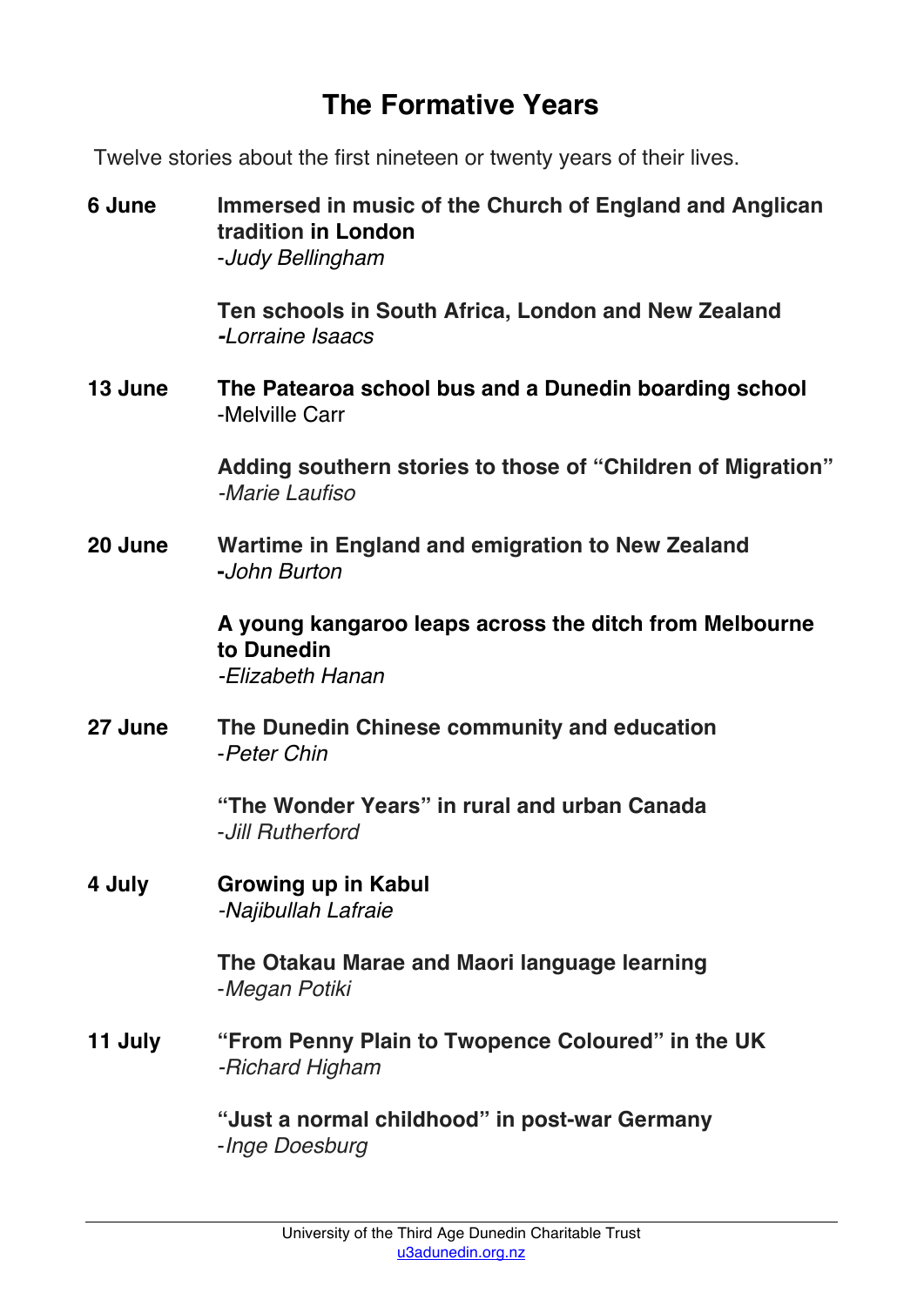# The Formative Years

Twelve stories about the first nineteen or twenty years of their lives.

**6 June**

**Immersed in music of the Church of England and Anglican tradition in London**
-*Judy Bellingham*

**Ten schools in South Africa, London and New Zealand**
**-***Lorraine Isaacs*

**13 June**

**The Patearoa school bus and a Dunedin boarding school**
-Melville Carr

**Adding southern stories to those of "Children of Migration"**
-*Marie Laufiso*

**20 June**

**Wartime in England and emigration to New Zealand**
**-***John Burton*

**A young kangaroo leaps across the ditch from Melbourne to Dunedin**
-*Elizabeth Hanan*

**27 June**

**The Dunedin Chinese community and education**
-*Peter Chin*

**"The Wonder Years" in rural and urban Canada**
-*Jill Rutherford*

**4 July**

**Growing up in Kabul**
-*Najibullah Lafraie*

**The Otakau Marae and Maori language learning**
-*Megan Potiki*

**11 July**

**"From Penny Plain to Twopence Coloured" in the UK**
-*Richard Higham*

**"Just a normal childhood" in post-war Germany**
-*Inge Doesburg*

University of the Third Age Dunedin Charitable Trust
u3adunedin.org.nz